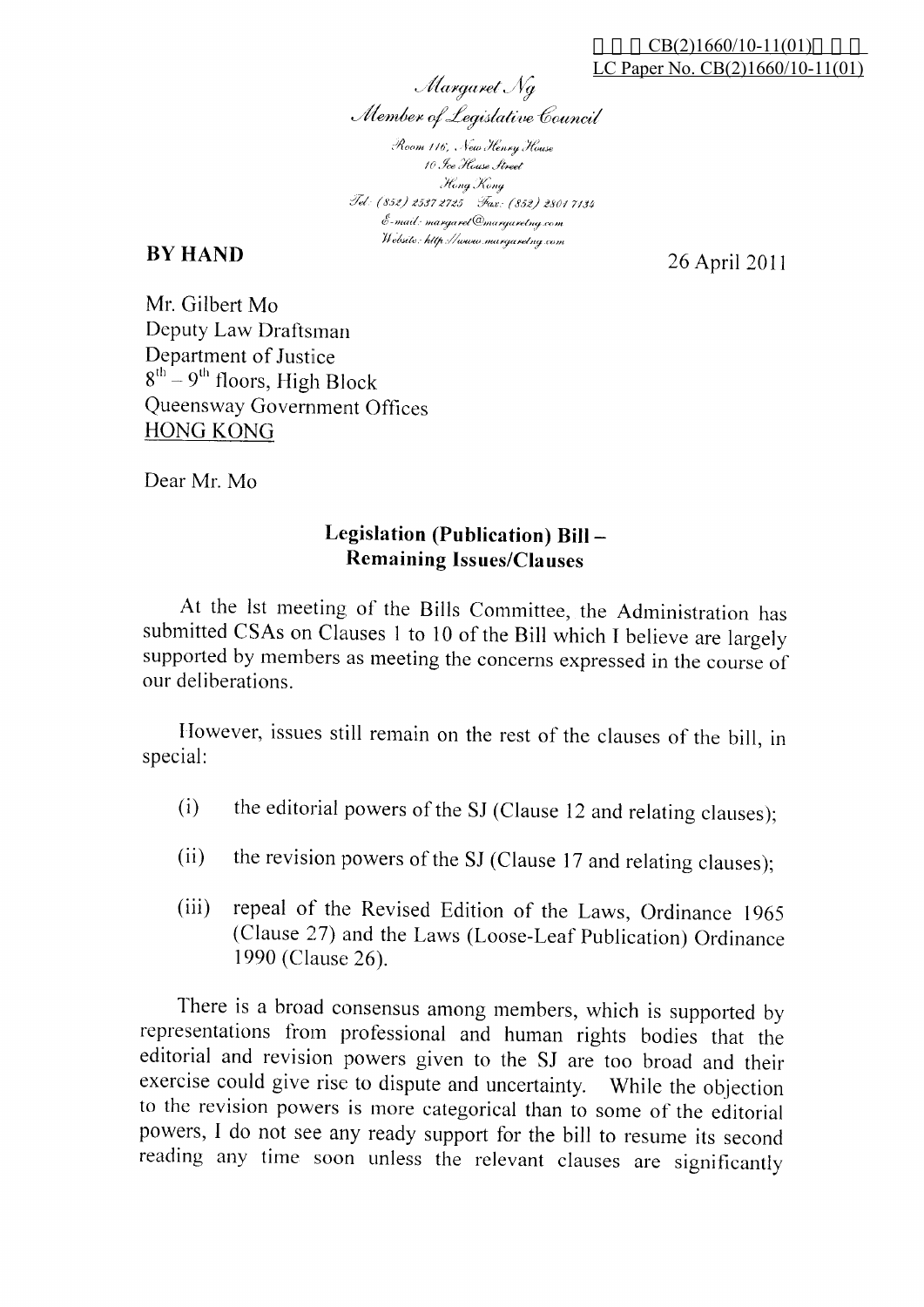立法會 CB(2)1660/10-11(01)號文件
LC Paper No. CB(2)1660/10-11(01)

*Margaret Ng*
*Member of Legislative Council*

*Room 116, New Henry House*
*10 Ice House Street*
*Hong Kong*
*Tel: (852) 2537 2725 Fax: (852) 2801 7134*
*E-mail: margaret@margaretng.com*
*Website: http://www.margaretng.com*

**BY HAND**

26 April 2011

Mr. Gilbert Mo
Deputy Law Draftsman
Department of Justice
8th – 9th floors, High Block
Queensway Government Offices
HONG KONG

Dear Mr. Mo

**Legislation (Publication) Bill – Remaining Issues/Clauses**

At the lst meeting of the Bills Committee, the Administration has submitted CSAs on Clauses 1 to 10 of the Bill which I believe are largely supported by members as meeting the concerns expressed in the course of our deliberations.

However, issues still remain on the rest of the clauses of the bill, in special:

(i) the editorial powers of the SJ (Clause 12 and relating clauses);

(ii) the revision powers of the SJ (Clause 17 and relating clauses);

(iii) repeal of the Revised Edition of the Laws, Ordinance 1965 (Clause 27) and the Laws (Loose-Leaf Publication) Ordinance 1990 (Clause 26).

There is a broad consensus among members, which is supported by representations from professional and human rights bodies that the editorial and revision powers given to the SJ are too broad and their exercise could give rise to dispute and uncertainty. While the objection to the revision powers is more categorical than to some of the editorial powers, I do not see any ready support for the bill to resume its second reading any time soon unless the relevant clauses are significantly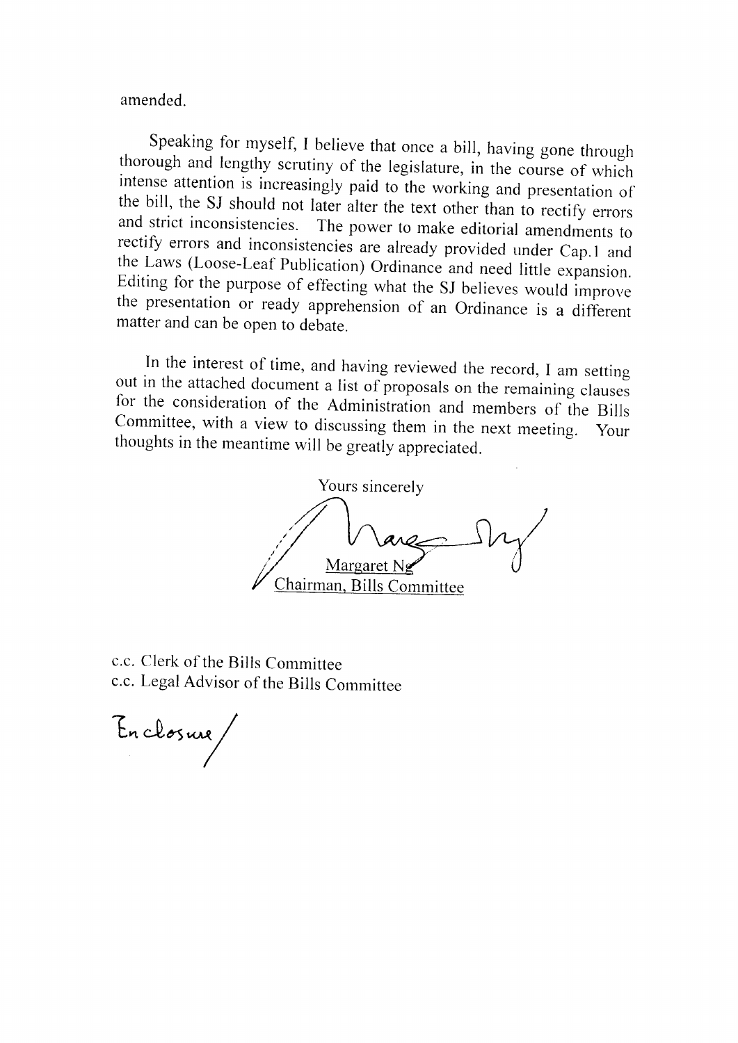amended.

Speaking for myself, I believe that once a bill, having gone through thorough and lengthy scrutiny of the legislature, in the course of which intense attention is increasingly paid to the working and presentation of the bill, the SJ should not later alter the text other than to rectify errors and strict inconsistencies. The power to make editorial amendments to rectify errors and inconsistencies are already provided under Cap.1 and the Laws (Loose-Leaf Publication) Ordinance and need little expansion. Editing for the purpose of effecting what the SJ believes would improve the presentation or ready apprehension of an Ordinance is a different matter and can be open to debate.

In the interest of time, and having reviewed the record, I am setting out in the attached document a list of proposals on the remaining clauses for the consideration of the Administration and members of the Bills Committee, with a view to discussing them in the next meeting. Your thoughts in the meantime will be greatly appreciated.

Yours sincerely

Margaret Ng
Chairman, Bills Committee

c.c. Clerk of the Bills Committee
c.c. Legal Advisor of the Bills Committee

Enclosure/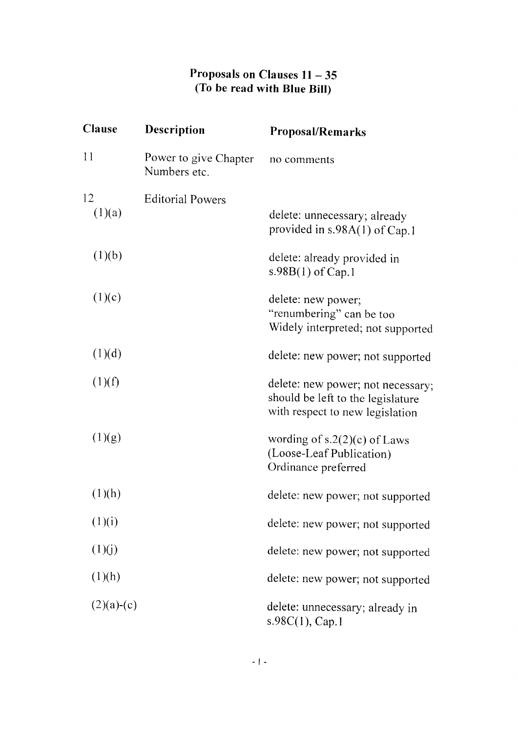# Proposals on Clauses 11 – 35
## (To be read with Blue Bill)

| Clause | Description | Proposal/Remarks |
|---|---|---|
| 11 | Power to give Chapter Numbers etc. | no comments |
| 12 | Editorial Powers | |
| (1)(a) | | delete: unnecessary; already provided in s.98A(1) of Cap.1 |
| (1)(b) | | delete: already provided in s.98B(1) of Cap.1 |
| (1)(c) | | delete: new power; "renumbering" can be too Widely interpreted; not supported |
| (1)(d) | | delete: new power; not supported |
| (1)(f) | | delete: new power; not necessary; should be left to the legislature with respect to new legislation |
| (1)(g) | | wording of s.2(2)(c) of Laws (Loose-Leaf Publication) Ordinance preferred |
| (1)(h) | | delete: new power; not supported |
| (1)(i) | | delete: new power; not supported |
| (1)(j) | | delete: new power; not supported |
| (1)(h) | | delete: new power; not supported |
| (2)(a)-(c) | | delete: unnecessary; already in s.98C(1), Cap.1 |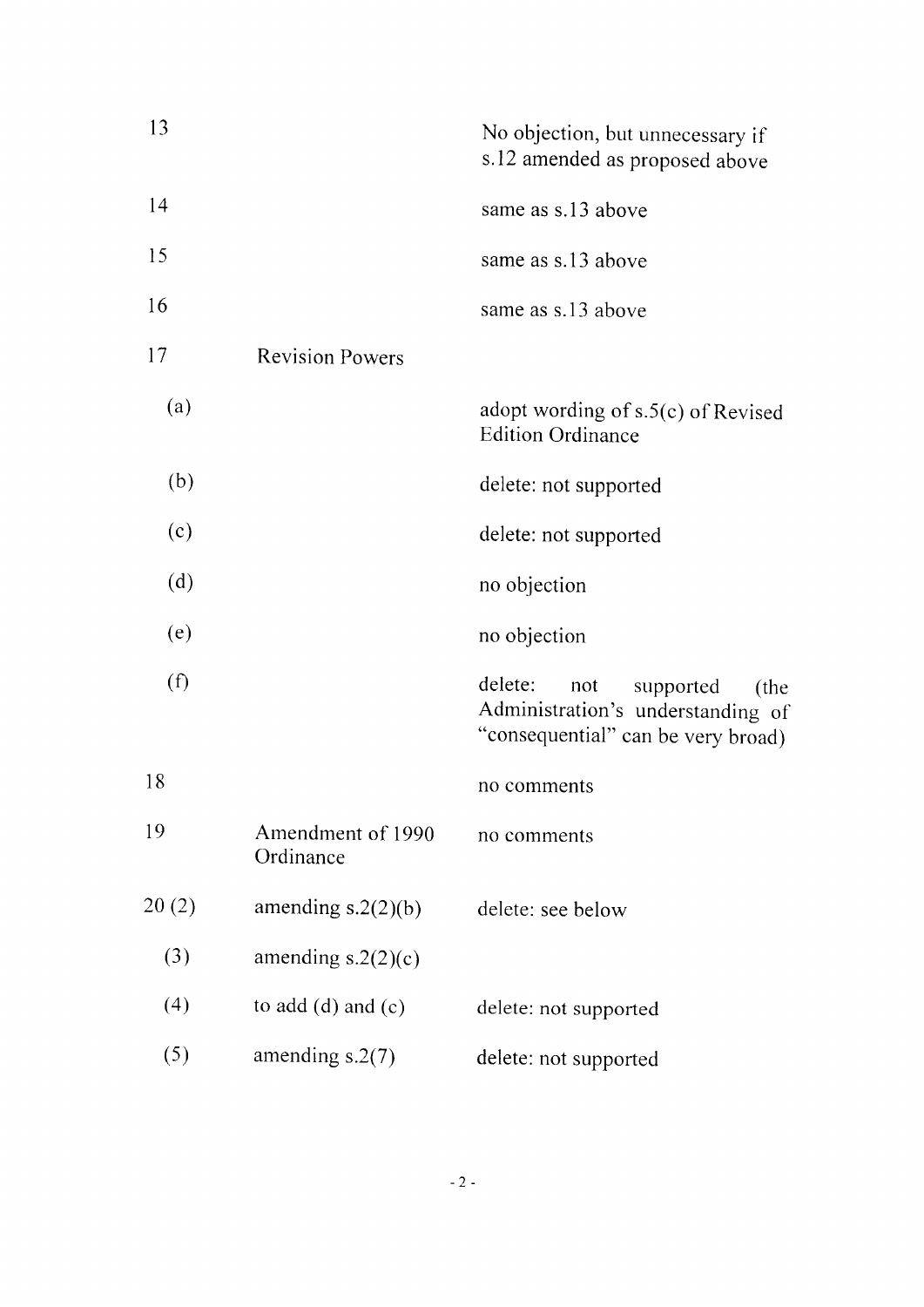| | | |
|---|---|---|
| 13 | | No objection, but unnecessary if s.12 amended as proposed above |
| 14 | | same as s.13 above |
| 15 | | same as s.13 above |
| 16 | | same as s.13 above |
| 17 | Revision Powers | |
| (a) | | adopt wording of s.5(c) of Revised Edition Ordinance |
| (b) | | delete: not supported |
| (c) | | delete: not supported |
| (d) | | no objection |
| (e) | | no objection |
| (f) | | delete: not supported (the Administration's understanding of "consequential" can be very broad) |
| 18 | | no comments |
| 19 | Amendment of 1990 Ordinance | no comments |
| 20 (2) | amending s.2(2)(b) | delete: see below |
| (3) | amending s.2(2)(c) | |
| (4) | to add (d) and (e) | delete: not supported |
| (5) | amending s.2(7) | delete: not supported |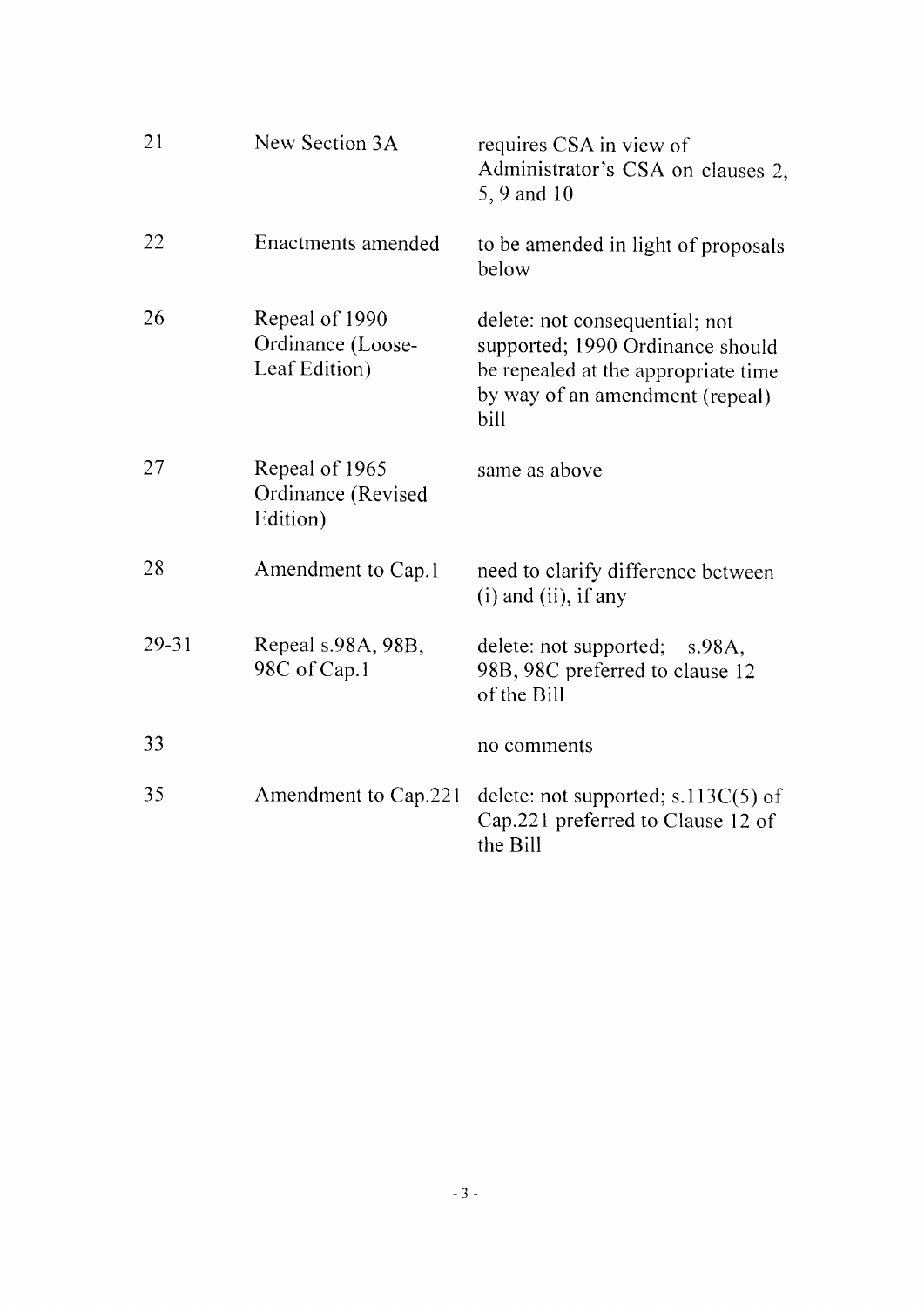| | | |
|---|---|---|
| 21 | New Section 3A | requires CSA in view of Administrator's CSA on clauses 2, 5, 9 and 10 |
| 22 | Enactments amended | to be amended in light of proposals below |
| 26 | Repeal of 1990 Ordinance (Loose-Leaf Edition) | delete: not consequential; not supported; 1990 Ordinance should be repealed at the appropriate time by way of an amendment (repeal) bill |
| 27 | Repeal of 1965 Ordinance (Revised Edition) | same as above |
| 28 | Amendment to Cap.1 | need to clarify difference between (i) and (ii), if any |
| 29-31 | Repeal s.98A, 98B, 98C of Cap.1 | delete: not supported; s.98A, 98B, 98C preferred to clause 12 of the Bill |
| 33 | | no comments |
| 35 | Amendment to Cap.221 | delete: not supported; s.113C(5) of Cap.221 preferred to Clause 12 of the Bill |